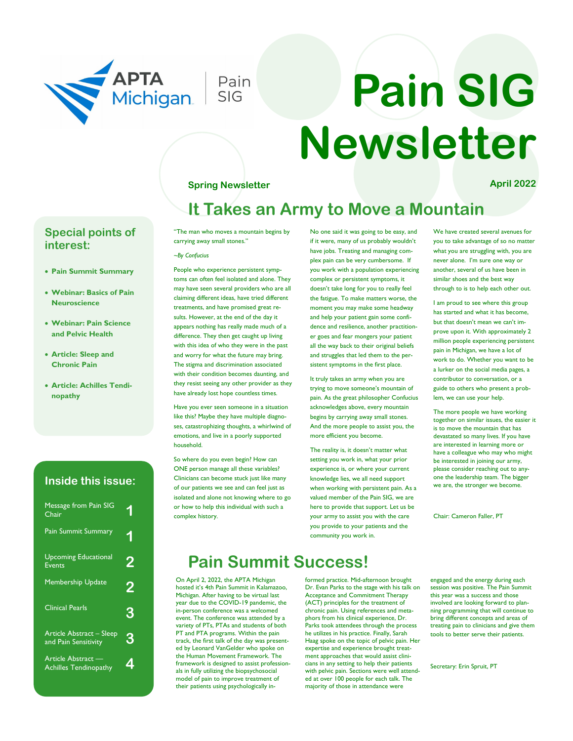APTA Michigan | Pain SIG

# Pain SIG Newsletter

**Spring Newsletter** — **April 2022**

## Special points of interest:

- **Pain Summit Summary**
- **Webinar: Basics of Pain Neuroscience**
- **Webinar: Pain Science and Pelvic Health**
- **Article: Sleep and Chronic Pain**
- **Article: Achilles Tendinopathy**

## Inside this issue:

| | |
|---|---|
| Message from Pain SIG Chair | 1 |
| Pain Summit Summary | 1 |
| Upcoming Educational Events | 2 |
| Membership Update | 2 |
| Clinical Pearls | 3 |
| Article Abstract – Sleep and Pain Sensitivity | 3 |
| Article Abstract — Achilles Tendinopathy | 4 |

## It Takes an Army to Move a Mountain

"The man who moves a mountain begins by carrying away small stones."

*~By Confucius*

People who experience persistent symptoms can often feel isolated and alone. They may have seen several providers who are all claiming different ideas, have tried different treatments, and have promised great results. However, at the end of the day it appears nothing has really made much of a difference. They then get caught up living with this idea of who they were in the past and worry for what the future may bring. The stigma and discrimination associated with their condition becomes daunting, and they resist seeing any other provider as they have already lost hope countless times.

Have you ever seen someone in a situation like this? Maybe they have multiple diagnoses, catastrophizing thoughts, a whirlwind of emotions, and live in a poorly supported household.

So where do you even begin? How can ONE person manage all these variables? Clinicians can become stuck just like many of our patients we see and can feel just as isolated and alone not knowing where to go or how to help this individual with such a complex history.

No one said it was going to be easy, and if it were, many of us probably wouldn't have jobs. Treating and managing complex pain can be very cumbersome. If you work with a population experiencing complex or persistent symptoms, it doesn't take long for you to really feel the fatigue. To make matters worse, the moment you may make some headway and help your patient gain some confidence and resilience, another practitioner goes and fear mongers your patient all the way back to their original beliefs and struggles that led them to the persistent symptoms in the first place.

It truly takes an army when you are trying to move someone's mountain of pain. As the great philosopher Confucius acknowledges above, every mountain begins by carrying away small stones. And the more people to assist you, the more efficient you become.

The reality is, it doesn't matter what setting you work in, what your prior experience is, or where your current knowledge lies, we all need support when working with persistent pain. As a valued member of the Pain SIG, we are here to provide that support. Let us be your army to assist you with the care you provide to your patients and the community you work in.

We have created several avenues for you to take advantage of so no matter what you are struggling with, you are never alone. I'm sure one way or another, several of us have been in similar shoes and the best way through to is to help each other out.

I am proud to see where this group has started and what it has become, but that doesn't mean we can't improve upon it. With approximately 2 million people experiencing persistent pain in Michigan, we have a lot of work to do. Whether you want to be a lurker on the social media pages, a contributor to conversation, or a guide to others who present a problem, we can use your help.

The more people we have working together on similar issues, the easier it is to move the mountain that has devastated so many lives. If you have are interested in learning more or have a colleague who may who might be interested in joining our army, please consider reaching out to anyone the leadership team. The bigger we are, the stronger we become.

Chair: Cameron Faller, PT

## Pain Summit Success!

On April 2, 2022, the APTA Michigan hosted it's 4th Pain Summit in Kalamazoo, Michigan. After having to be virtual last year due to the COVID-19 pandemic, the in-person conference was a welcomed event. The conference was attended by a variety of PTs, PTAs and students of both PT and PTA programs. Within the pain track, the first talk of the day was presented by Leonard VanGelder who spoke on the Human Movement Framework. The framework is designed to assist professionals in fully utilizing the biopsychosocial model of pain to improve treatment of their patients using psychologically informed practice. Mid-afternoon brought Dr. Evan Parks to the stage with his talk on Acceptance and Commitment Therapy (ACT) principles for the treatment of chronic pain. Using references and metaphors from his clinical experience, Dr. Parks took attendees through the process he utilizes in his practice. Finally, Sarah Haag spoke on the topic of pelvic pain. Her expertise and experience brought treatment approaches that would assist clinicians in any setting to help their patients with pelvic pain. Sections were well attended at over 100 people for each talk. The majority of those in attendance were engaged and the energy during each session was positive. The Pain Summit this year was a success and those involved are looking forward to planning programming that will continue to bring different concepts and areas of treating pain to clinicians and give them tools to better serve their patients.

Secretary: Erin Spruit, PT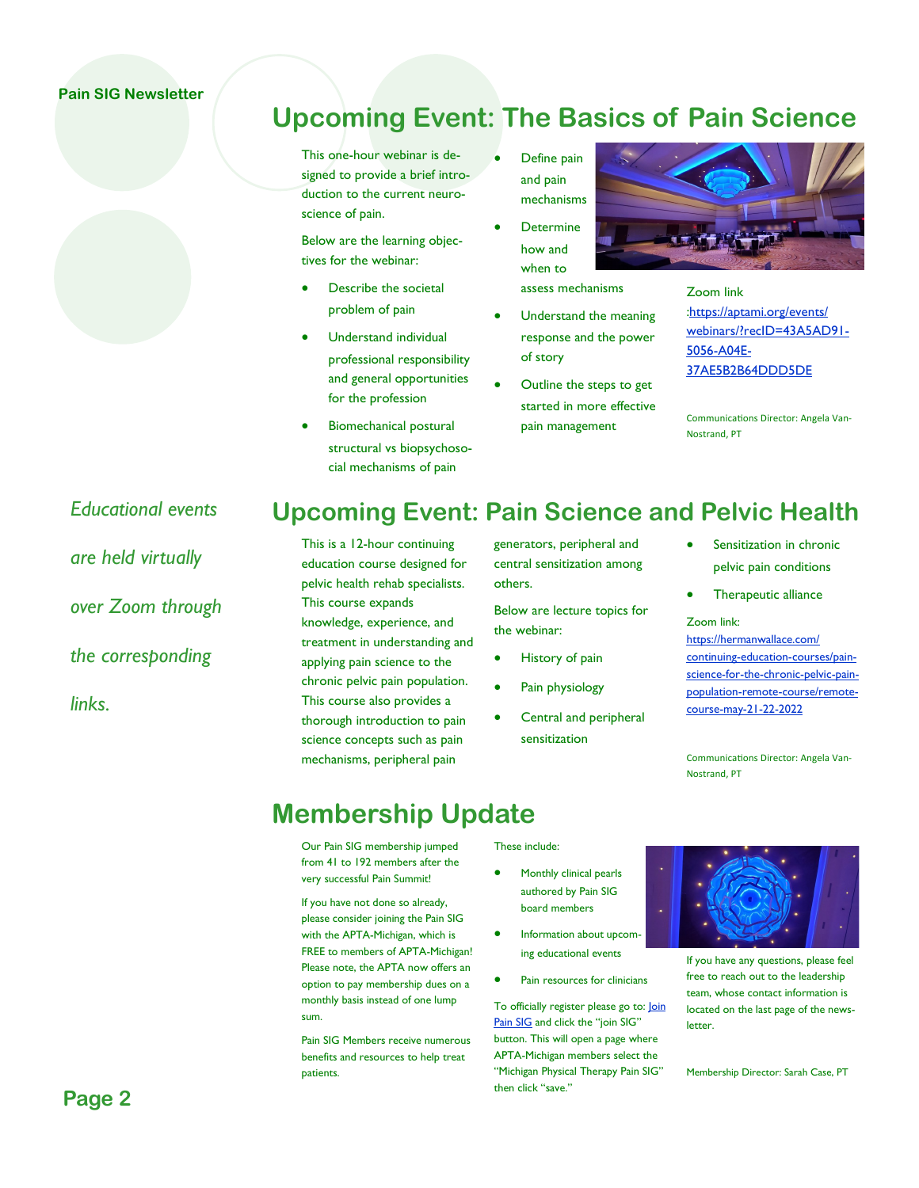## Upcoming Event: The Basics of Pain Science

This one-hour webinar is designed to provide a brief introduction to the current neuroscience of pain.

Below are the learning objectives for the webinar:

- Describe the societal problem of pain
- Understand individual professional responsibility and general opportunities for the profession
- Biomechanical postural structural vs biopsychosocial mechanisms of pain
- Define pain and pain mechanisms
- Determine how and when to assess mechanisms
- Understand the meaning response and the power of story
- Outline the steps to get started in more effective pain management

Zoom link :[https://aptami.org/events/webinars/?recID=43A5AD91-5056-A04E-37AE5B2B64DDD5DE](https://aptami.org/events/webinars/?recID=43A5AD91-5056-A04E-37AE5B2B64DDD5DE)

Communications Director: Angela VanNostrand, PT

*Educational events are held virtually over Zoom through the corresponding links.*

## Upcoming Event: Pain Science and Pelvic Health

This is a 12-hour continuing education course designed for pelvic health rehab specialists. This course expands knowledge, experience, and treatment in understanding and applying pain science to the chronic pelvic pain population. This course also provides a thorough introduction to pain science concepts such as pain mechanisms, peripheral pain generators, peripheral and central sensitization among others.

Below are lecture topics for the webinar:

- History of pain
- Pain physiology
- Central and peripheral sensitization
- Sensitization in chronic pelvic pain conditions
- Therapeutic alliance

Zoom link: [https://hermanwallace.com/continuing-education-courses/pain-science-for-the-chronic-pelvic-pain-population-remote-course/remote-course-may-21-22-2022](https://hermanwallace.com/continuing-education-courses/pain-science-for-the-chronic-pelvic-pain-population-remote-course/remote-course-may-21-22-2022)

Communications Director: Angela VanNostrand, PT

## Membership Update

Our Pain SIG membership jumped from 41 to 192 members after the very successful Pain Summit!

If you have not done so already, please consider joining the Pain SIG with the APTA-Michigan, which is FREE to members of APTA-Michigan! Please note, the APTA now offers an option to pay membership dues on a monthly basis instead of one lump sum.

Pain SIG Members receive numerous benefits and resources to help treat patients. These include:

- Monthly clinical pearls authored by Pain SIG board members
- Information about upcoming educational events
- Pain resources for clinicians

To officially register please go to: [Join Pain SIG] and click the "join SIG" button. This will open a page where APTA-Michigan members select the "Michigan Physical Therapy Pain SIG" then click "save."

If you have any questions, please feel free to reach out to the leadership team, whose contact information is located on the last page of the newsletter.

Membership Director: Sarah Case, PT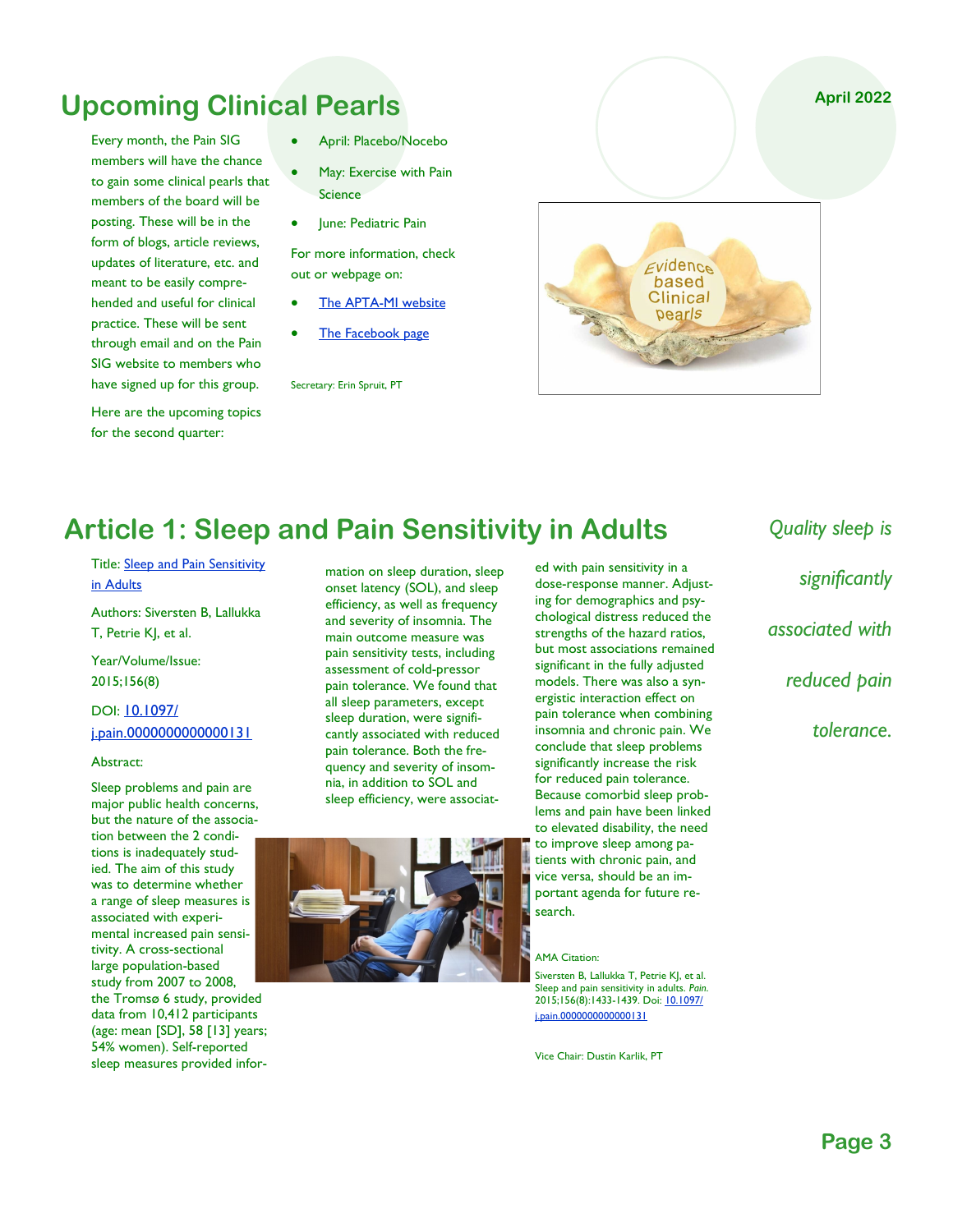# Upcoming Clinical Pearls

April 2022

Every month, the Pain SIG members will have the chance to gain some clinical pearls that members of the board will be posting. These will be in the form of blogs, article reviews, updates of literature, etc. and meant to be easily comprehended and useful for clinical practice. These will be sent through email and on the Pain SIG website to members who have signed up for this group.

Here are the upcoming topics for the second quarter:

- April: Placebo/Nocebo
- May: Exercise with Pain Science
- June: Pediatric Pain

For more information, check out or webpage on:

- [The APTA-MI website]
- [The Facebook page]

Secretary: Erin Spruit, PT

# Article 1: Sleep and Pain Sensitivity in Adults

*Quality sleep is significantly associated with reduced pain tolerance.*

Title: Sleep and Pain Sensitivity in Adults

Authors: Siversten B, Lallukka T, Petrie KJ, et al.

Year/Volume/Issue: 2015;156(8)

DOI: 10.1097/j.pain.0000000000000131

Abstract:

Sleep problems and pain are major public health concerns, but the nature of the association between the 2 conditions is inadequately studied. The aim of this study was to determine whether a range of sleep measures is associated with experimental increased pain sensitivity. A cross-sectional large population-based study from 2007 to 2008, the Tromsø 6 study, provided data from 10,412 participants (age: mean [SD], 58 [13] years; 54% women). Self-reported sleep measures provided information on sleep duration, sleep onset latency (SOL), and sleep efficiency, as well as frequency and severity of insomnia. The main outcome measure was pain sensitivity tests, including assessment of cold-pressor pain tolerance. We found that all sleep parameters, except sleep duration, were significantly associated with reduced pain tolerance. Both the frequency and severity of insomnia, in addition to SOL and sleep efficiency, were associated with pain sensitivity in a dose-response manner. Adjusting for demographics and psychological distress reduced the strengths of the hazard ratios, but most associations remained significant in the fully adjusted models. There was also a synergistic interaction effect on pain tolerance when combining insomnia and chronic pain. We conclude that sleep problems significantly increase the risk for reduced pain tolerance. Because comorbid sleep problems and pain have been linked to elevated disability, the need to improve sleep among patients with chronic pain, and vice versa, should be an important agenda for future research.

AMA Citation:

Siversten B, Lallukka T, Petrie KJ, et al. Sleep and pain sensitivity in adults. *Pain.* 2015;156(8):1433-1439. Doi: 10.1097/j.pain.0000000000000131

Vice Chair: Dustin Karlik, PT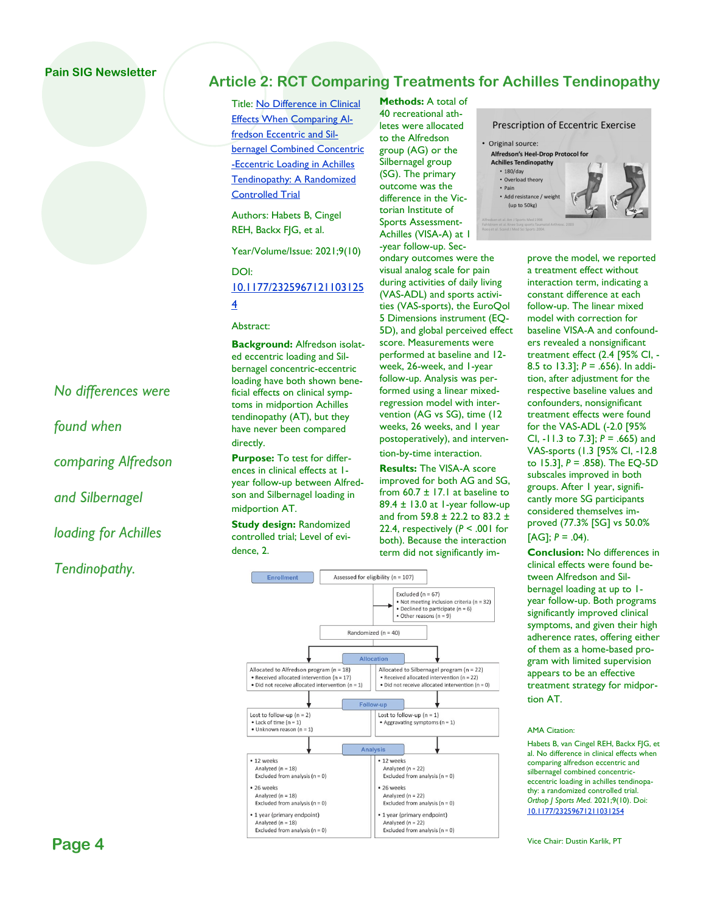Pain SIG Newsletter

## Article 2: RCT Comparing Treatments for Achilles Tendinopathy

*No differences were found when comparing Alfredson and Silbernagel loading for Achilles Tendinopathy.*

Title: No Difference in Clinical Effects When Comparing Alfredson Eccentric and Silbernagel Combined Concentric-Eccentric Loading in Achilles Tendinopathy: A Randomized Controlled Trial

Authors: Habets B, Cingel REH, Backx FJG, et al.

Year/Volume/Issue: 2021;9(10)

DOI: 10.1177/23259671211031254

Abstract:

**Background:** Alfredson isolated eccentric loading and Silbernagel concentric-eccentric loading have both shown beneficial effects on clinical symptoms in midportion Achilles tendinopathy (AT), but they have never been compared directly.

**Purpose:** To test for differences in clinical effects at 1-year follow-up between Alfredson and Silbernagel loading in midportion AT.

**Study design:** Randomized controlled trial; Level of evidence, 2.

**Methods:** A total of 40 recreational athletes were allocated to the Alfredson group (AG) or the Silbernagel group (SG). The primary outcome was the difference in the Victorian Institute of Sports Assessment-Achilles (VISA-A) at 1-year follow-up. Secondary outcomes were the visual analog scale for pain during activities of daily living (VAS-ADL) and sports activities (VAS-sports), the EuroQol 5 Dimensions instrument (EQ-5D), and global perceived effect score. Measurements were performed at baseline and 12-week, 26-week, and 1-year follow-up. Analysis was performed using a linear mixed-regression model with intervention (AG vs SG), time (12 weeks, 26 weeks, and 1 year postoperatively), and intervention-by-time interaction.

**Results:** The VISA-A score improved for both AG and SG, from 60.7 ± 17.1 at baseline to 89.4 ± 13.0 at 1-year follow-up and from 59.8 ± 22.2 to 83.2 ± 22.4, respectively ($P < .001$ for both). Because the interaction term did not significantly improve the model, we reported a treatment effect without interaction term, indicating a constant difference at each follow-up. The linear mixed model with correction for baseline VISA-A and confounders revealed a nonsignificant treatment effect (2.4 [95% CI, -8.5 to 13.3]; $P = .656$). In addition, after adjustment for the respective baseline values and confounders, nonsignificant treatment effects were found for the VAS-ADL (-2.0 [95% CI, -11.3 to 7.3]; $P = .665$) and VAS-sports (1.3 [95% CI, -12.8 to 15.3], $P = .858$). The EQ-5D subscales improved in both groups. After 1 year, significantly more SG participants considered themselves improved (77.3% [SG] vs 50.0% [AG]; $P = .04$).

**Conclusion:** No differences in clinical effects were found between Alfredson and Silbernagel loading at up to 1-year follow-up. Both programs significantly improved clinical symptoms, and given their high adherence rates, offering either of them as a home-based program with limited supervision appears to be an effective treatment strategy for midportion AT.

Prescription of Eccentric Exercise

- Original source:
  **Alfredson's Heel-Drop Protocol for Achilles Tendinopathy**
  - 180/day
  - Overload theory
  - Pain
  - Add resistance / weight (up to 50kg)

Enrollment: Assessed for eligibility (n = 107)

Excluded (n = 67)
- Not meeting inclusion criteria (n = 32)
- Declined to participate (n = 6)
- Other reasons (n = 9)

Randomized (n = 40)

Allocation

| Alfredson | Silbernagel |
|---|---|
| Allocated to Alfredson program (n = 18)<br>• Received allocated intervention (n = 17)<br>• Did not receive allocated intervention (n = 1) | Allocated to Silbernagel program (n = 22)<br>• Received allocated intervention (n = 22)<br>• Did not receive allocated intervention (n = 0) |
| **Follow-up** | |
| Lost to follow-up (n = 2)<br>• Lack of time (n = 1)<br>• Unknown reason (n = 1) | Lost to follow-up (n = 1)<br>• Aggravating symptoms (n = 1) |
| **Analysis** | |
| • 12 weeks: Analyzed (n = 18), Excluded from analysis (n = 0)<br>• 26 weeks: Analyzed (n = 18), Excluded from analysis (n = 0)<br>• 1 year (primary endpoint): Analyzed (n = 18), Excluded from analysis (n = 0) | • 12 weeks: Analyzed (n = 22), Excluded from analysis (n = 0)<br>• 26 weeks: Analyzed (n = 22), Excluded from analysis (n = 0)<br>• 1 year (primary endpoint): Analyzed (n = 22), Excluded from analysis (n = 0) |

AMA Citation:

Habets B, van Cingel REH, Backx FJG, et al. No difference in clinical effects when comparing alfredson eccentric and silbernagel combined concentric-eccentric loading in achilles tendinopathy: a randomized controlled trial. *Orthop J Sports Med.* 2021;9(10). Doi: 10.1177/23259671211031254

Vice Chair: Dustin Karlik, PT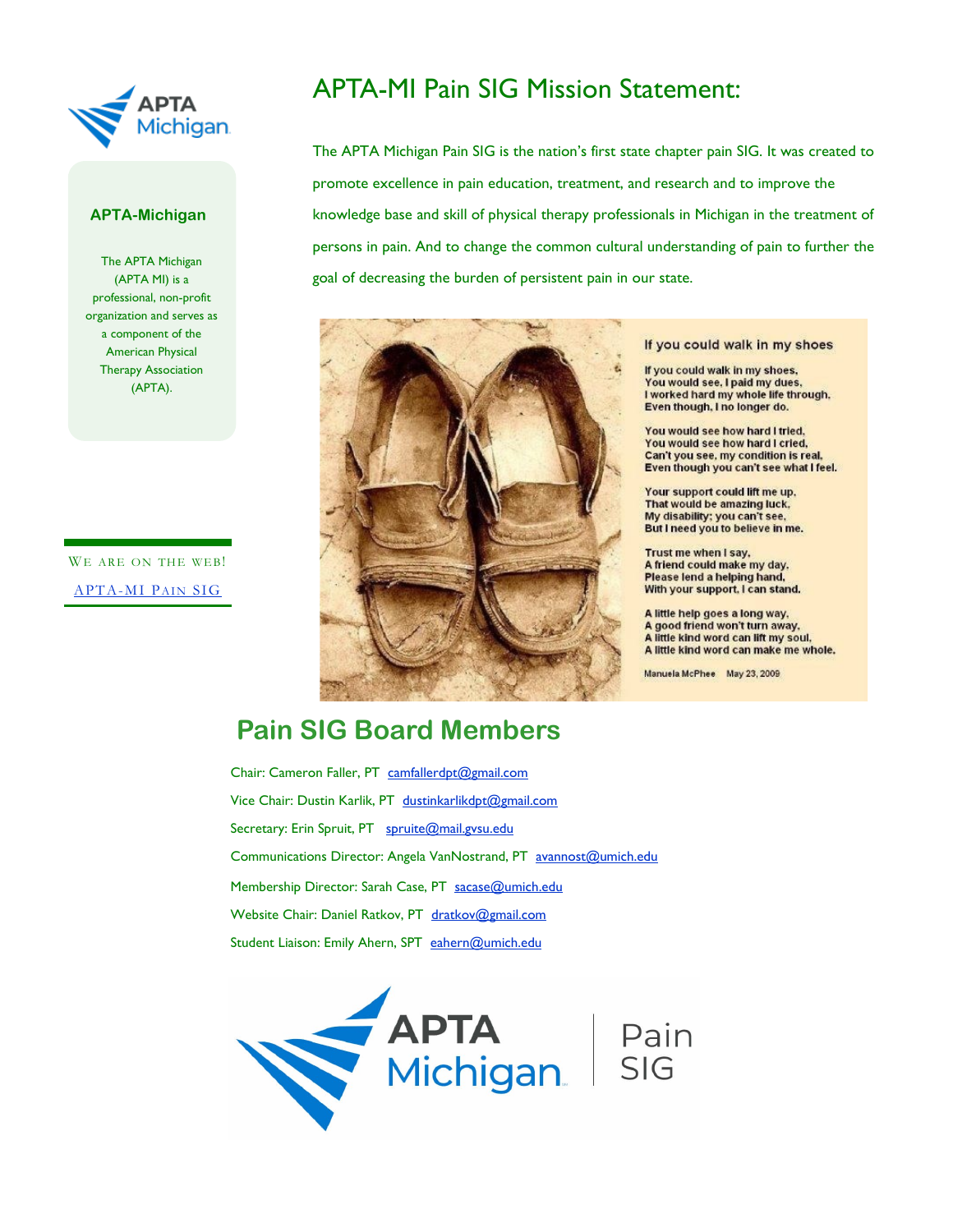# APTA-MI Pain SIG Mission Statement:

The APTA Michigan Pain SIG is the nation's first state chapter pain SIG. It was created to promote excellence in pain education, treatment, and research and to improve the knowledge base and skill of physical therapy professionals in Michigan in the treatment of persons in pain. And to change the common cultural understanding of pain to further the goal of decreasing the burden of persistent pain in our state.

### APTA-Michigan

The APTA Michigan (APTA MI) is a professional, non-profit organization and serves as a component of the American Physical Therapy Association (APTA).

WE ARE ON THE WEB!

APTA-MI PAIN SIG

**If you could walk in my shoes**

**If you could walk in my shoes,**
**You would see, I paid my dues,**
**I worked hard my whole life through,**
**Even though, I no longer do.**

**You would see how hard I tried,**
**You would see how hard I cried,**
**Can't you see, my condition is real,**
**Even though you can't see what I feel.**

**Your support could lift me up,**
**That would be amazing luck,**
**My disability; you can't see,**
**But I need you to believe in me.**

**Trust me when I say,**
**A friend could make my day,**
**Please lend a helping hand,**
**With your support, I can stand.**

**A little help goes a long way,**
**A good friend won't turn away,**
**A little kind word can lift my soul,**
**A little kind word can make me whole.**

Manuela McPhee May 23, 2009

## Pain SIG Board Members

Chair: Cameron Faller, PT camfallerdpt@gmail.com

Vice Chair: Dustin Karlik, PT dustinkarlikdpt@gmail.com

Secretary: Erin Spruit, PT spruite@mail.gvsu.edu

Communications Director: Angela VanNostrand, PT avannost@umich.edu

Membership Director: Sarah Case, PT sacase@umich.edu

Website Chair: Daniel Ratkov, PT dratkov@gmail.com

Student Liaison: Emily Ahern, SPT eahern@umich.edu

APTA Michigan | Pain SIG